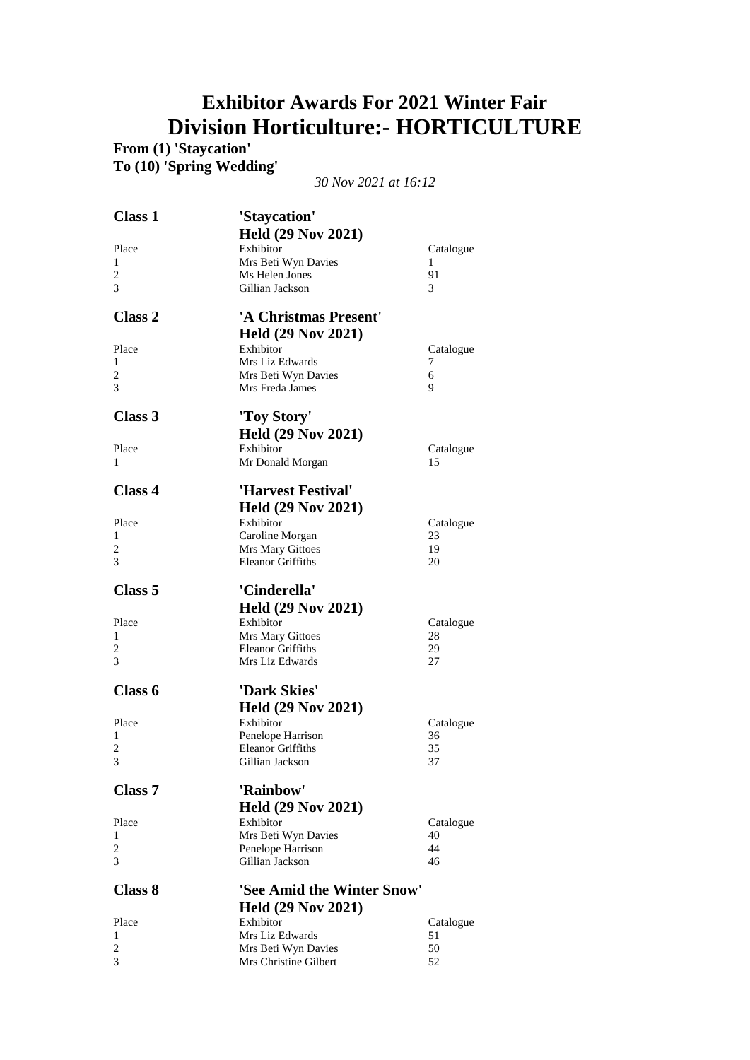# Exhibitor Awards For 2021 Winter Fair

# Division Horticulture:- HORTICULTURE

**From (1) 'Staycation'**
**To (10) 'Spring Wedding'**

*30 Nov 2021 at 16:12*

## Class 1 'Staycation'

**Held (29 Nov 2021)**

| Place | Exhibitor | Catalogue |
|---|---|---|
| 1 | Mrs Beti Wyn Davies | 1 |
| 2 | Ms Helen Jones | 91 |
| 3 | Gillian Jackson | 3 |

## Class 2 'A Christmas Present'

**Held (29 Nov 2021)**

| Place | Exhibitor | Catalogue |
|---|---|---|
| 1 | Mrs Liz Edwards | 7 |
| 2 | Mrs Beti Wyn Davies | 6 |
| 3 | Mrs Freda James | 9 |

## Class 3 'Toy Story'

**Held (29 Nov 2021)**

| Place | Exhibitor | Catalogue |
|---|---|---|
| 1 | Mr Donald Morgan | 15 |

## Class 4 'Harvest Festival'

**Held (29 Nov 2021)**

| Place | Exhibitor | Catalogue |
|---|---|---|
| 1 | Caroline Morgan | 23 |
| 2 | Mrs Mary Gittoes | 19 |
| 3 | Eleanor Griffiths | 20 |

## Class 5 'Cinderella'

**Held (29 Nov 2021)**

| Place | Exhibitor | Catalogue |
|---|---|---|
| 1 | Mrs Mary Gittoes | 28 |
| 2 | Eleanor Griffiths | 29 |
| 3 | Mrs Liz Edwards | 27 |

## Class 6 'Dark Skies'

**Held (29 Nov 2021)**

| Place | Exhibitor | Catalogue |
|---|---|---|
| 1 | Penelope Harrison | 36 |
| 2 | Eleanor Griffiths | 35 |
| 3 | Gillian Jackson | 37 |

## Class 7 'Rainbow'

**Held (29 Nov 2021)**

| Place | Exhibitor | Catalogue |
|---|---|---|
| 1 | Mrs Beti Wyn Davies | 40 |
| 2 | Penelope Harrison | 44 |
| 3 | Gillian Jackson | 46 |

## Class 8 'See Amid the Winter Snow'

**Held (29 Nov 2021)**

| Place | Exhibitor | Catalogue |
|---|---|---|
| 1 | Mrs Liz Edwards | 51 |
| 2 | Mrs Beti Wyn Davies | 50 |
| 3 | Mrs Christine Gilbert | 52 |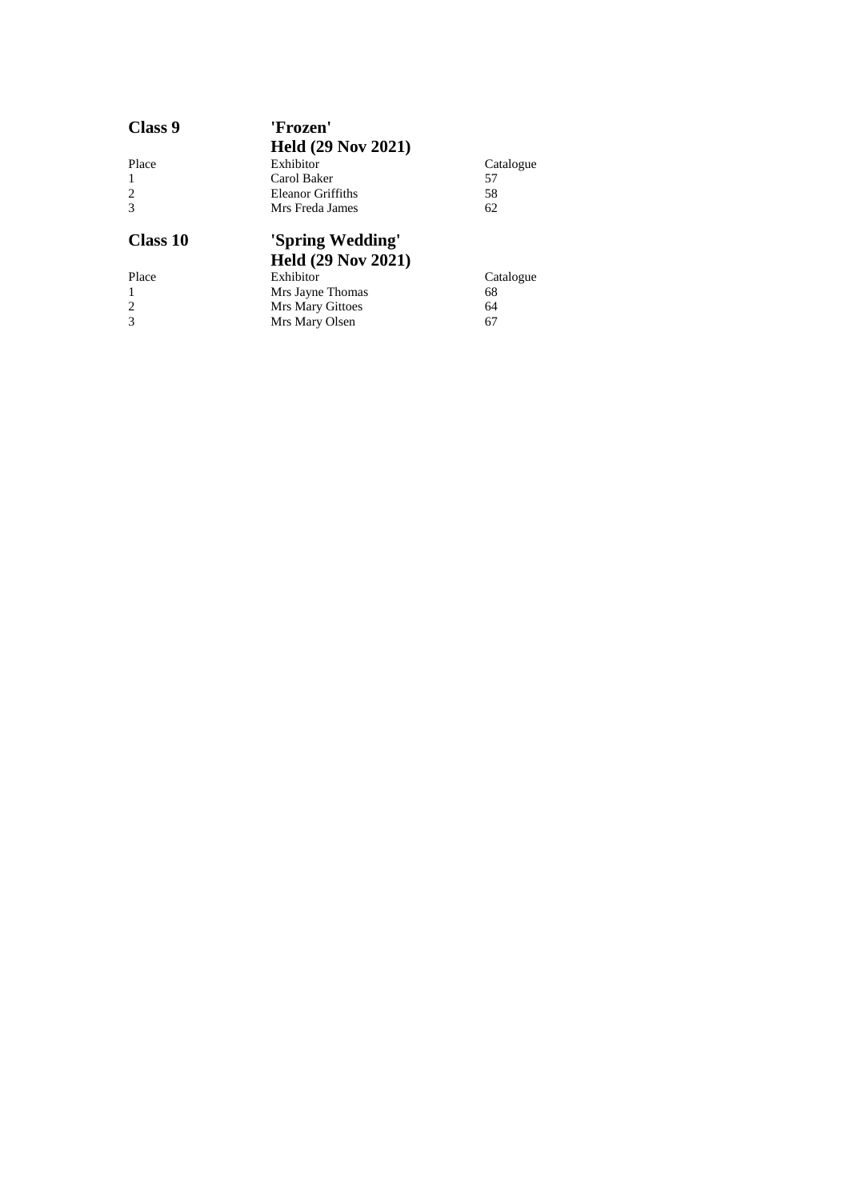## Class 9 'Frozen'

**Held (29 Nov 2021)**

| Place | Exhibitor | Catalogue |
|---|---|---|
| 1 | Carol Baker | 57 |
| 2 | Eleanor Griffiths | 58 |
| 3 | Mrs Freda James | 62 |

## Class 10 'Spring Wedding'

**Held (29 Nov 2021)**

| Place | Exhibitor | Catalogue |
|---|---|---|
| 1 | Mrs Jayne Thomas | 68 |
| 2 | Mrs Mary Gittoes | 64 |
| 3 | Mrs Mary Olsen | 67 |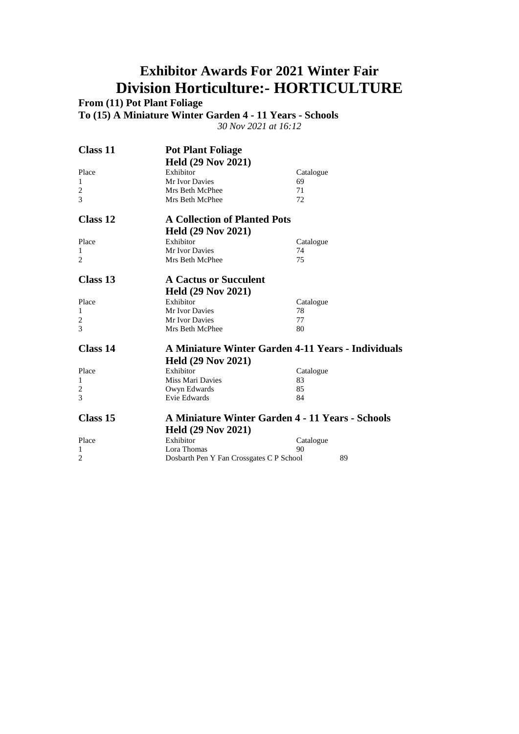# Exhibitor Awards For 2021 Winter Fair
# Division Horticulture:- HORTICULTURE

**From (11) Pot Plant Foliage**
**To (15) A Miniature Winter Garden 4 - 11 Years - Schools**

*30 Nov 2021 at 16:12*

## Class 11 — Pot Plant Foliage

**Held (29 Nov 2021)**

| Place | Exhibitor | Catalogue |
|---|---|---|
| 1 | Mr Ivor Davies | 69 |
| 2 | Mrs Beth McPhee | 71 |
| 3 | Mrs Beth McPhee | 72 |

## Class 12 — A Collection of Planted Pots

**Held (29 Nov 2021)**

| Place | Exhibitor | Catalogue |
|---|---|---|
| 1 | Mr Ivor Davies | 74 |
| 2 | Mrs Beth McPhee | 75 |

## Class 13 — A Cactus or Succulent

**Held (29 Nov 2021)**

| Place | Exhibitor | Catalogue |
|---|---|---|
| 1 | Mr Ivor Davies | 78 |
| 2 | Mr Ivor Davies | 77 |
| 3 | Mrs Beth McPhee | 80 |

## Class 14 — A Miniature Winter Garden 4-11 Years - Individuals

**Held (29 Nov 2021)**

| Place | Exhibitor | Catalogue |
|---|---|---|
| 1 | Miss Mari Davies | 83 |
| 2 | Owyn Edwards | 85 |
| 3 | Evie Edwards | 84 |

## Class 15 — A Miniature Winter Garden 4 - 11 Years - Schools

**Held (29 Nov 2021)**

| Place | Exhibitor | Catalogue |
|---|---|---|
| 1 | Lora Thomas | 90 |
| 2 | Dosbarth Pen Y Fan Crossgates C P School | 89 |